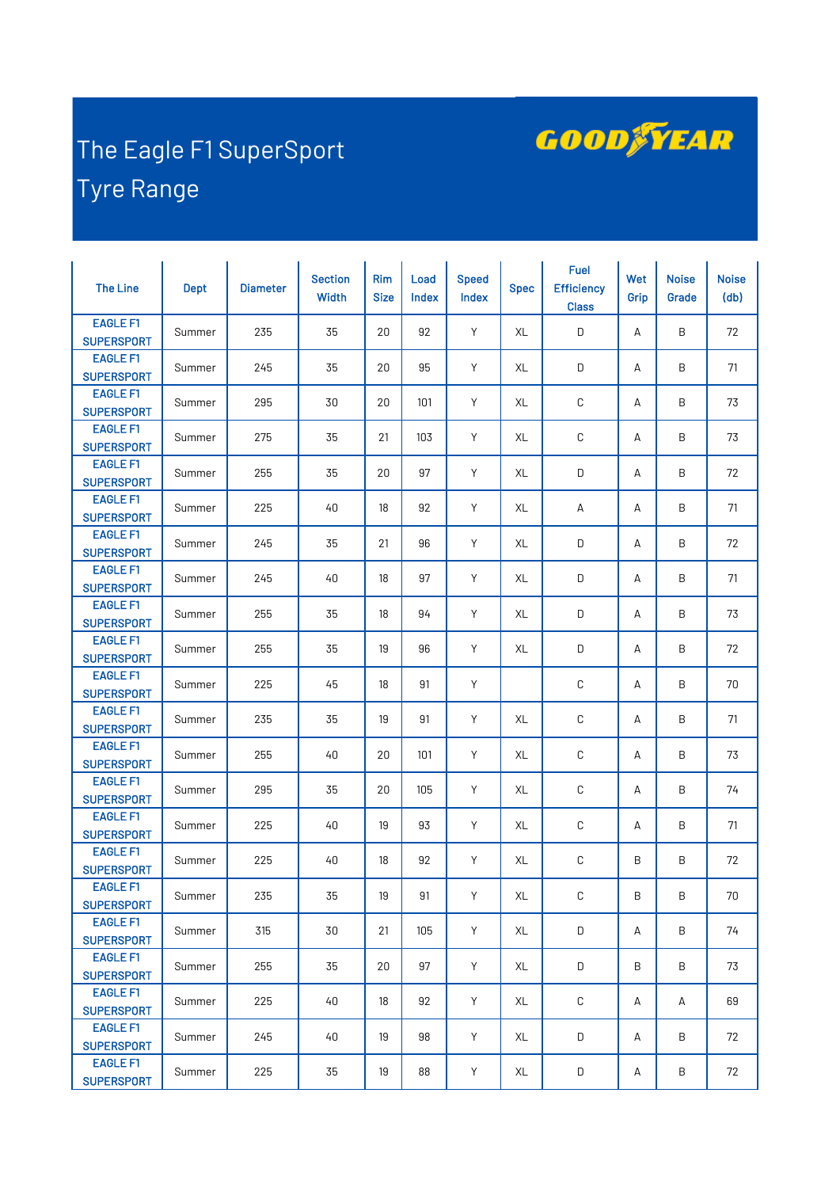# The Eagle F1 SuperSport Tyre Range

GOODYEAR

| The Line | Dept | Diameter | Section Width | Rim Size | Load Index | Speed Index | Spec | Fuel Efficiency Class | Wet Grip | Noise Grade | Noise (db) |
|---|---|---|---|---|---|---|---|---|---|---|---|
| EAGLE F1 SUPERSPORT | Summer | 235 | 35 | 20 | 92 | Y | XL | D | A | B | 72 |
| EAGLE F1 SUPERSPORT | Summer | 245 | 35 | 20 | 95 | Y | XL | D | A | B | 71 |
| EAGLE F1 SUPERSPORT | Summer | 295 | 30 | 20 | 101 | Y | XL | C | A | B | 73 |
| EAGLE F1 SUPERSPORT | Summer | 275 | 35 | 21 | 103 | Y | XL | C | A | B | 73 |
| EAGLE F1 SUPERSPORT | Summer | 255 | 35 | 20 | 97 | Y | XL | D | A | B | 72 |
| EAGLE F1 SUPERSPORT | Summer | 225 | 40 | 18 | 92 | Y | XL | A | A | B | 71 |
| EAGLE F1 SUPERSPORT | Summer | 245 | 35 | 21 | 96 | Y | XL | D | A | B | 72 |
| EAGLE F1 SUPERSPORT | Summer | 245 | 40 | 18 | 97 | Y | XL | D | A | B | 71 |
| EAGLE F1 SUPERSPORT | Summer | 255 | 35 | 18 | 94 | Y | XL | D | A | B | 73 |
| EAGLE F1 SUPERSPORT | Summer | 255 | 35 | 19 | 96 | Y | XL | D | A | B | 72 |
| EAGLE F1 SUPERSPORT | Summer | 225 | 45 | 18 | 91 | Y | | C | A | B | 70 |
| EAGLE F1 SUPERSPORT | Summer | 235 | 35 | 19 | 91 | Y | XL | C | A | B | 71 |
| EAGLE F1 SUPERSPORT | Summer | 255 | 40 | 20 | 101 | Y | XL | C | A | B | 73 |
| EAGLE F1 SUPERSPORT | Summer | 295 | 35 | 20 | 105 | Y | XL | C | A | B | 74 |
| EAGLE F1 SUPERSPORT | Summer | 225 | 40 | 19 | 93 | Y | XL | C | A | B | 71 |
| EAGLE F1 SUPERSPORT | Summer | 225 | 40 | 18 | 92 | Y | XL | C | B | B | 72 |
| EAGLE F1 SUPERSPORT | Summer | 235 | 35 | 19 | 91 | Y | XL | C | B | B | 70 |
| EAGLE F1 SUPERSPORT | Summer | 315 | 30 | 21 | 105 | Y | XL | D | A | B | 74 |
| EAGLE F1 SUPERSPORT | Summer | 255 | 35 | 20 | 97 | Y | XL | D | B | B | 73 |
| EAGLE F1 SUPERSPORT | Summer | 225 | 40 | 18 | 92 | Y | XL | C | A | A | 69 |
| EAGLE F1 SUPERSPORT | Summer | 245 | 40 | 19 | 98 | Y | XL | D | A | B | 72 |
| EAGLE F1 SUPERSPORT | Summer | 225 | 35 | 19 | 88 | Y | XL | D | A | B | 72 |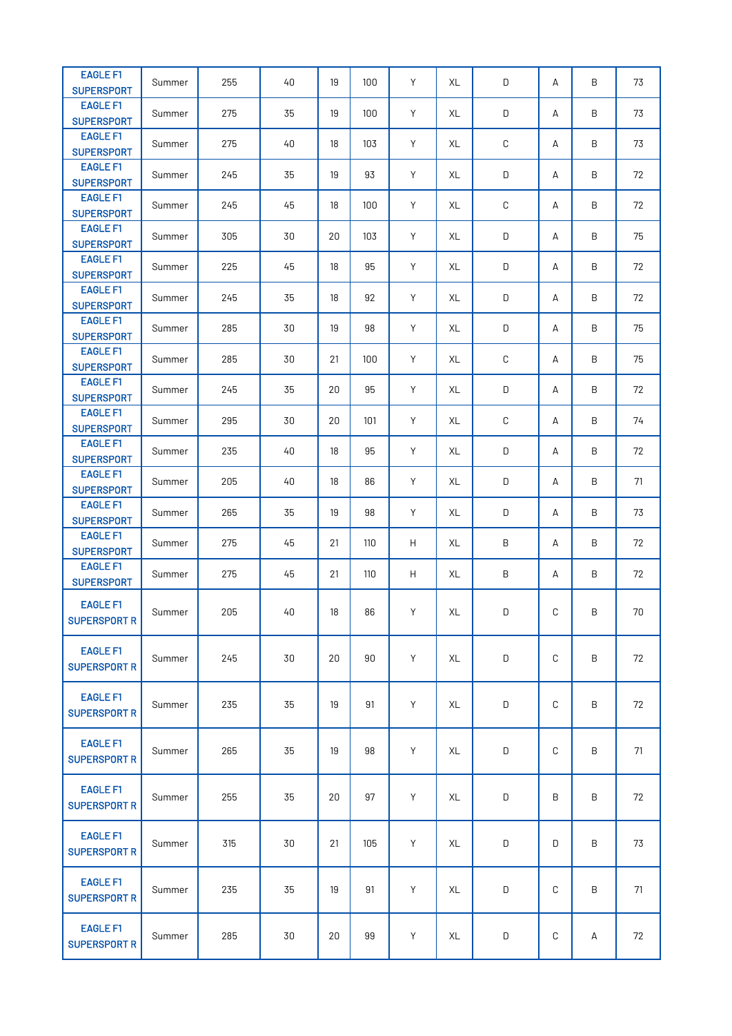| | | | | | | | | | | | |
|---|---|---|---|---|---|---|---|---|---|---|---|
| EAGLE F1 SUPERSPORT | Summer | 255 | 40 | 19 | 100 | Y | XL | D | A | B | 73 |
| EAGLE F1 SUPERSPORT | Summer | 275 | 35 | 19 | 100 | Y | XL | D | A | B | 73 |
| EAGLE F1 SUPERSPORT | Summer | 275 | 40 | 18 | 103 | Y | XL | C | A | B | 73 |
| EAGLE F1 SUPERSPORT | Summer | 245 | 35 | 19 | 93 | Y | XL | D | A | B | 72 |
| EAGLE F1 SUPERSPORT | Summer | 245 | 45 | 18 | 100 | Y | XL | C | A | B | 72 |
| EAGLE F1 SUPERSPORT | Summer | 305 | 30 | 20 | 103 | Y | XL | D | A | B | 75 |
| EAGLE F1 SUPERSPORT | Summer | 225 | 45 | 18 | 95 | Y | XL | D | A | B | 72 |
| EAGLE F1 SUPERSPORT | Summer | 245 | 35 | 18 | 92 | Y | XL | D | A | B | 72 |
| EAGLE F1 SUPERSPORT | Summer | 285 | 30 | 19 | 98 | Y | XL | D | A | B | 75 |
| EAGLE F1 SUPERSPORT | Summer | 285 | 30 | 21 | 100 | Y | XL | C | A | B | 75 |
| EAGLE F1 SUPERSPORT | Summer | 245 | 35 | 20 | 95 | Y | XL | D | A | B | 72 |
| EAGLE F1 SUPERSPORT | Summer | 295 | 30 | 20 | 101 | Y | XL | C | A | B | 74 |
| EAGLE F1 SUPERSPORT | Summer | 235 | 40 | 18 | 95 | Y | XL | D | A | B | 72 |
| EAGLE F1 SUPERSPORT | Summer | 205 | 40 | 18 | 86 | Y | XL | D | A | B | 71 |
| EAGLE F1 SUPERSPORT | Summer | 265 | 35 | 19 | 98 | Y | XL | D | A | B | 73 |
| EAGLE F1 SUPERSPORT | Summer | 275 | 45 | 21 | 110 | H | XL | B | A | B | 72 |
| EAGLE F1 SUPERSPORT | Summer | 275 | 45 | 21 | 110 | H | XL | B | A | B | 72 |
| EAGLE F1 SUPERSPORT R | Summer | 205 | 40 | 18 | 86 | Y | XL | D | C | B | 70 |
| EAGLE F1 SUPERSPORT R | Summer | 245 | 30 | 20 | 90 | Y | XL | D | C | B | 72 |
| EAGLE F1 SUPERSPORT R | Summer | 235 | 35 | 19 | 91 | Y | XL | D | C | B | 72 |
| EAGLE F1 SUPERSPORT R | Summer | 265 | 35 | 19 | 98 | Y | XL | D | C | B | 71 |
| EAGLE F1 SUPERSPORT R | Summer | 255 | 35 | 20 | 97 | Y | XL | D | B | B | 72 |
| EAGLE F1 SUPERSPORT R | Summer | 315 | 30 | 21 | 105 | Y | XL | D | D | B | 73 |
| EAGLE F1 SUPERSPORT R | Summer | 235 | 35 | 19 | 91 | Y | XL | D | C | B | 71 |
| EAGLE F1 SUPERSPORT R | Summer | 285 | 30 | 20 | 99 | Y | XL | D | C | A | 72 |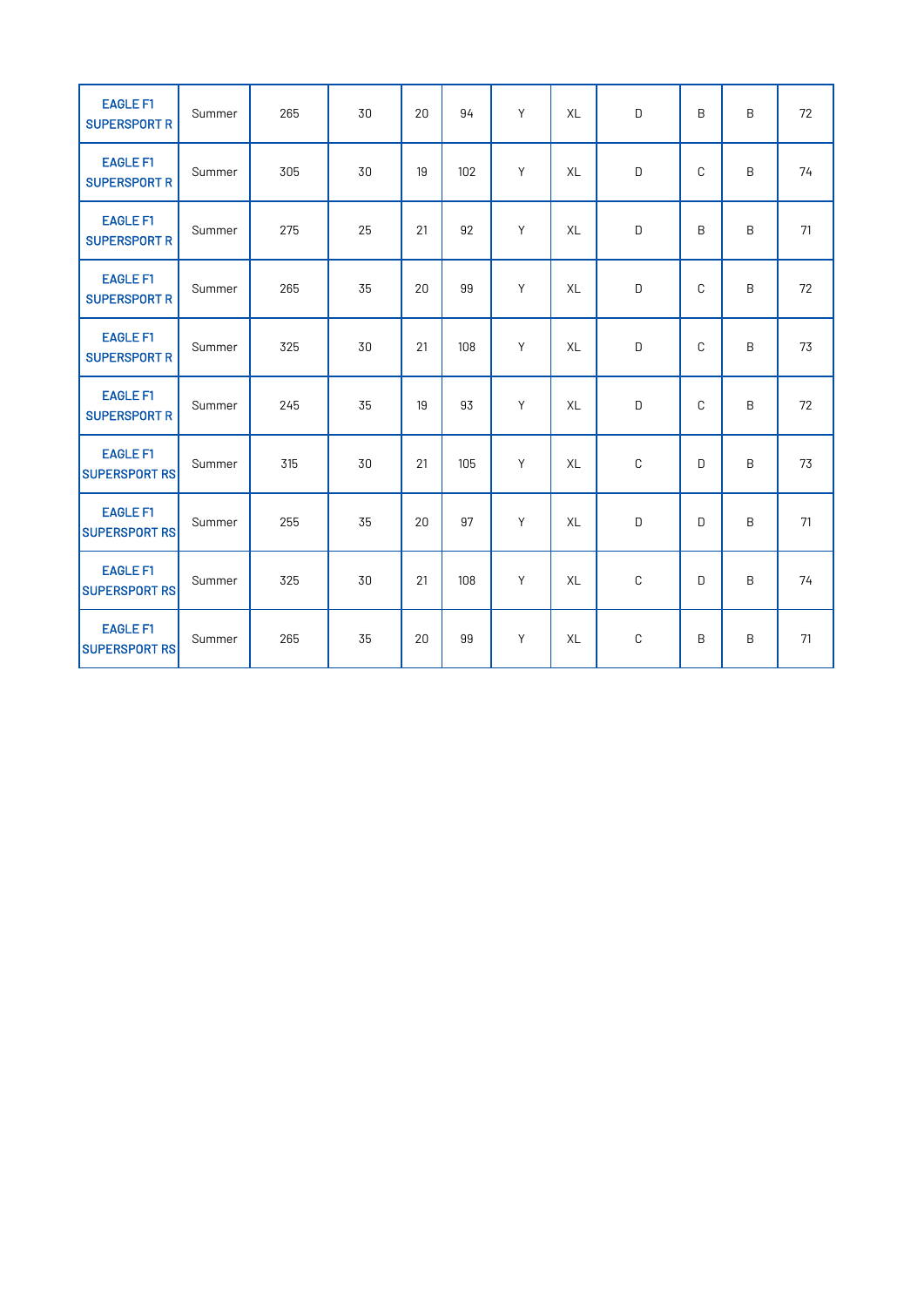| | | | | | | | | | | | |
|---|---|---|---|---|---|---|---|---|---|---|---|
| EAGLE F1 SUPERSPORT R | Summer | 265 | 30 | 20 | 94 | Y | XL | D | B | B | 72 |
| EAGLE F1 SUPERSPORT R | Summer | 305 | 30 | 19 | 102 | Y | XL | D | C | B | 74 |
| EAGLE F1 SUPERSPORT R | Summer | 275 | 25 | 21 | 92 | Y | XL | D | B | B | 71 |
| EAGLE F1 SUPERSPORT R | Summer | 265 | 35 | 20 | 99 | Y | XL | D | C | B | 72 |
| EAGLE F1 SUPERSPORT R | Summer | 325 | 30 | 21 | 108 | Y | XL | D | C | B | 73 |
| EAGLE F1 SUPERSPORT R | Summer | 245 | 35 | 19 | 93 | Y | XL | D | C | B | 72 |
| EAGLE F1 SUPERSPORT RS | Summer | 315 | 30 | 21 | 105 | Y | XL | C | D | B | 73 |
| EAGLE F1 SUPERSPORT RS | Summer | 255 | 35 | 20 | 97 | Y | XL | D | D | B | 71 |
| EAGLE F1 SUPERSPORT RS | Summer | 325 | 30 | 21 | 108 | Y | XL | C | D | B | 74 |
| EAGLE F1 SUPERSPORT RS | Summer | 265 | 35 | 20 | 99 | Y | XL | C | B | B | 71 |